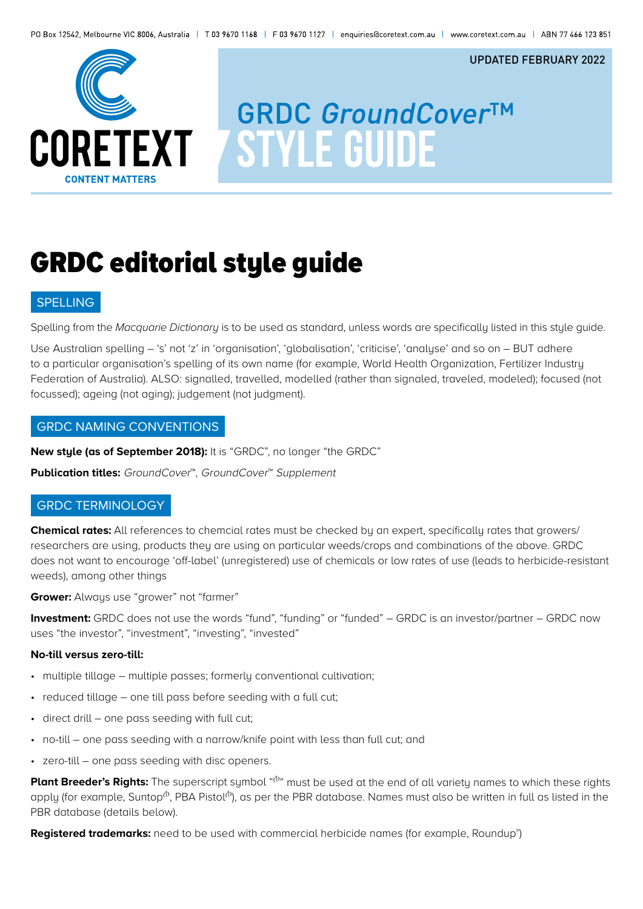PO Box 12542, Melbourne VIC 8006, Australia | T 03 9670 1168 | F 03 9670 1127 | enquiries@coretext.com.au | www.coretext.com.au | ABN 77 466 123 851

CORETEXT
CONTENT MATTERS

UPDATED FEBRUARY 2022

GRDC *GroundCover*™
STYLE GUIDE

# GRDC editorial style guide

## SPELLING

Spelling from the *Macquarie Dictionary* is to be used as standard, unless words are specifically listed in this style guide.

Use Australian spelling – 's' not 'z' in 'organisation', 'globalisation', 'criticise', 'analyse' and so on – BUT adhere to a particular organisation's spelling of its own name (for example, World Health Organization, Fertilizer Industry Federation of Australia). ALSO: signalled, travelled, modelled (rather than signaled, traveled, modeled); focused (not focussed); ageing (not aging); judgement (not judgment).

## GRDC NAMING CONVENTIONS

**New style (as of September 2018):** It is "GRDC", no longer "the GRDC"

**Publication titles:** *GroundCover*™, *GroundCover*™ *Supplement*

## GRDC TERMINOLOGY

**Chemical rates:** All references to chemcial rates must be checked by an expert, specifically rates that growers/researchers are using, products they are using on particular weeds/crops and combinations of the above. GRDC does not want to encourage 'off-label' (unregistered) use of chemicals or low rates of use (leads to herbicide-resistant weeds), among other things

**Grower:** Always use "grower" not "farmer"

**Investment:** GRDC does not use the words "fund", "funding" or "funded" – GRDC is an investor/partner – GRDC now uses "the investor", "investment", "investing", "invested"

**No-till versus zero-till:**

- multiple tillage – multiple passes; formerly conventional cultivation;
- reduced tillage – one till pass before seeding with a full cut;
- direct drill – one pass seeding with full cut;
- no-till – one pass seeding with a narrow/knife point with less than full cut; and
- zero-till – one pass seeding with disc openers.

**Plant Breeder's Rights:** The superscript symbol "⟨PBR⟩" must be used at the end of all variety names to which these rights apply (for example, Suntop⟨PBR⟩, PBA Pistol⟨PBR⟩), as per the PBR database. Names must also be written in full as listed in the PBR database (details below).

**Registered trademarks:** need to be used with commercial herbicide names (for example, Roundup®)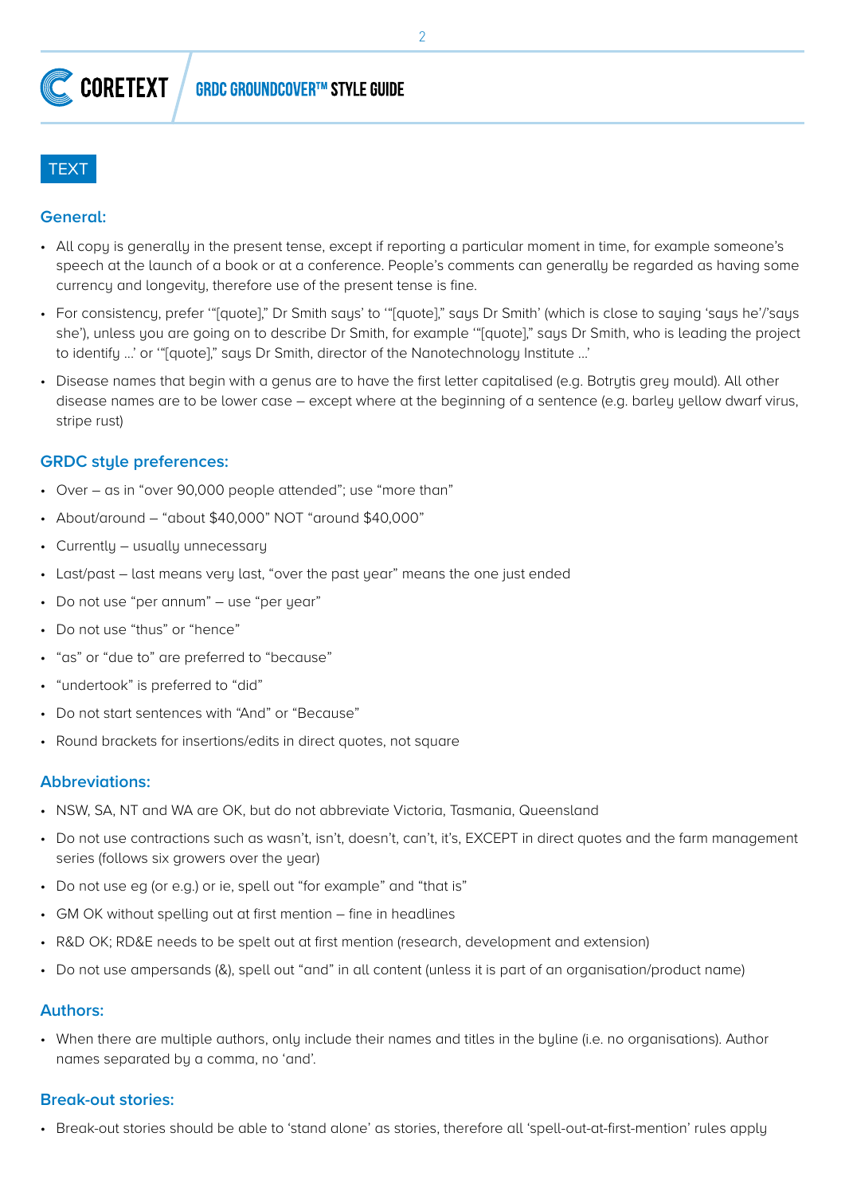## TEXT

### General:

- All copy is generally in the present tense, except if reporting a particular moment in time, for example someone's speech at the launch of a book or at a conference. People's comments can generally be regarded as having some currency and longevity, therefore use of the present tense is fine.
- For consistency, prefer '"[quote]," Dr Smith says' to '"[quote]," says Dr Smith' (which is close to saying 'says he'/'says she'), unless you are going on to describe Dr Smith, for example '"[quote]," says Dr Smith, who is leading the project to identify ...' or '"[quote]," says Dr Smith, director of the Nanotechnology Institute ...'
- Disease names that begin with a genus are to have the first letter capitalised (e.g. Botrytis grey mould). All other disease names are to be lower case – except where at the beginning of a sentence (e.g. barley yellow dwarf virus, stripe rust)

### GRDC style preferences:

- Over – as in "over 90,000 people attended"; use "more than"
- About/around – "about $40,000" NOT "around $40,000"
- Currently – usually unnecessary
- Last/past – last means very last, "over the past year" means the one just ended
- Do not use "per annum" – use "per year"
- Do not use "thus" or "hence"
- "as" or "due to" are preferred to "because"
- "undertook" is preferred to "did"
- Do not start sentences with "And" or "Because"
- Round brackets for insertions/edits in direct quotes, not square

### Abbreviations:

- NSW, SA, NT and WA are OK, but do not abbreviate Victoria, Tasmania, Queensland
- Do not use contractions such as wasn't, isn't, doesn't, can't, it's, EXCEPT in direct quotes and the farm management series (follows six growers over the year)
- Do not use eg (or e.g.) or ie, spell out "for example" and "that is"
- GM OK without spelling out at first mention – fine in headlines
- R&D OK; RD&E needs to be spelt out at first mention (research, development and extension)
- Do not use ampersands (&), spell out "and" in all content (unless it is part of an organisation/product name)

### Authors:

- When there are multiple authors, only include their names and titles in the byline (i.e. no organisations). Author names separated by a comma, no 'and'.

### Break-out stories:

- Break-out stories should be able to 'stand alone' as stories, therefore all 'spell-out-at-first-mention' rules apply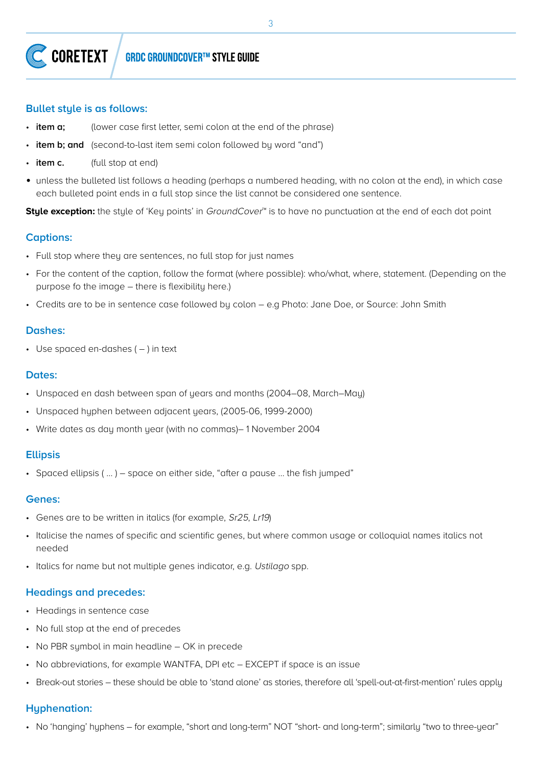## Bullet style is as follows:

- **item a;** (lower case first letter, semi colon at the end of the phrase)
- **item b; and** (second-to-last item semi colon followed by word "and")
- **item c.** (full stop at end)
- unless the bulleted list follows a heading (perhaps a numbered heading, with no colon at the end), in which case each bulleted point ends in a full stop since the list cannot be considered one sentence.

**Style exception:** the style of 'Key points' in *GroundCover*™ is to have no punctuation at the end of each dot point

## Captions:

- Full stop where they are sentences, no full stop for just names
- For the content of the caption, follow the format (where possible): who/what, where, statement. (Depending on the purpose fo the image – there is flexibility here.)
- Credits are to be in sentence case followed by colon – e.g Photo: Jane Doe, or Source: John Smith

## Dashes:

- Use spaced en-dashes ( – ) in text

## Dates:

- Unspaced en dash between span of years and months (2004–08, March–May)
- Unspaced hyphen between adjacent years, (2005-06, 1999-2000)
- Write dates as day month year (with no commas)– 1 November 2004

## Ellipsis

- Spaced ellipsis ( … ) – space on either side, "after a pause … the fish jumped"

## Genes:

- Genes are to be written in italics (for example, *Sr25*, *Lr19*)
- Italicise the names of specific and scientific genes, but where common usage or colloquial names italics not needed
- Italics for name but not multiple genes indicator, e.g. *Ustilago* spp.

## Headings and precedes:

- Headings in sentence case
- No full stop at the end of precedes
- No PBR symbol in main headline – OK in precede
- No abbreviations, for example WANTFA, DPI etc – EXCEPT if space is an issue
- Break-out stories – these should be able to 'stand alone' as stories, therefore all 'spell-out-at-first-mention' rules apply

## Hyphenation:

- No 'hanging' hyphens – for example, "short and long-term" NOT "short- and long-term"; similarly "two to three-year"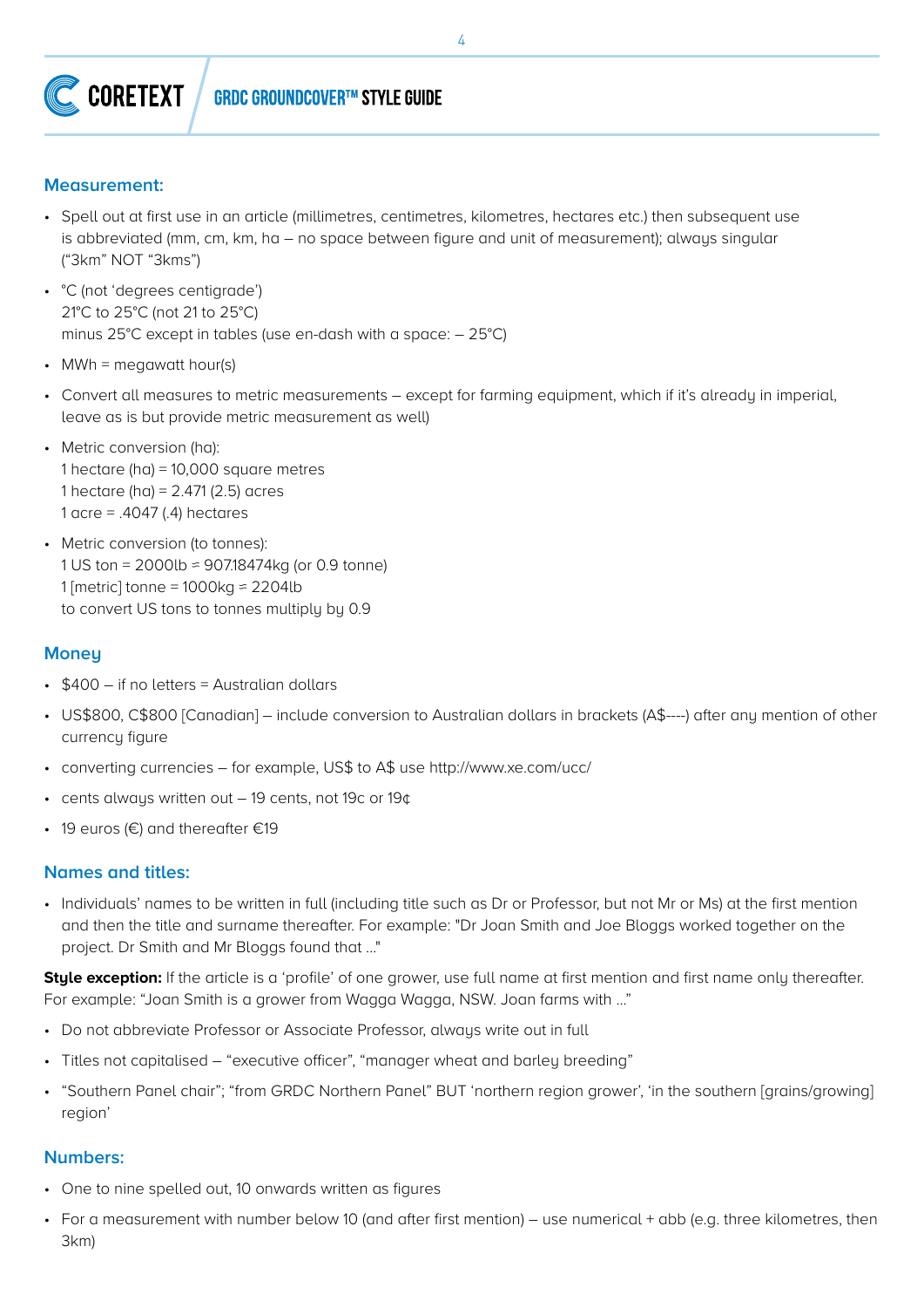## Measurement:

- Spell out at first use in an article (millimetres, centimetres, kilometres, hectares etc.) then subsequent use is abbreviated (mm, cm, km, ha – no space between figure and unit of measurement); always singular ("3km" NOT "3kms")
- °C (not 'degrees centigrade')
  21°C to 25°C (not 21 to 25°C)
  minus 25°C except in tables (use en-dash with a space: – 25°C)
- MWh = megawatt hour(s)
- Convert all measures to metric measurements – except for farming equipment, which if it's already in imperial, leave as is but provide metric measurement as well)
- Metric conversion (ha):
  1 hectare (ha) = 10,000 square metres
  1 hectare (ha) = 2.471 (2.5) acres
  1 acre = .4047 (.4) hectares
- Metric conversion (to tonnes):
  1 US ton = 2000lb = 907.18474kg (or 0.9 tonne)
  1 [metric] tonne = 1000kg = 2204lb
  to convert US tons to tonnes multiply by 0.9

## Money

- $400 – if no letters = Australian dollars
- US$800, C$800 [Canadian] – include conversion to Australian dollars in brackets (A$----) after any mention of other currency figure
- converting currencies – for example, US$ to A$ use http://www.xe.com/ucc/
- cents always written out – 19 cents, not 19c or 19¢
- 19 euros (€) and thereafter €19

## Names and titles:

- Individuals' names to be written in full (including title such as Dr or Professor, but not Mr or Ms) at the first mention and then the title and surname thereafter. For example: "Dr Joan Smith and Joe Bloggs worked together on the project. Dr Smith and Mr Bloggs found that ..."

**Style exception:** If the article is a 'profile' of one grower, use full name at first mention and first name only thereafter. For example: "Joan Smith is a grower from Wagga Wagga, NSW. Joan farms with ..."

- Do not abbreviate Professor or Associate Professor, always write out in full
- Titles not capitalised – "executive officer", "manager wheat and barley breeding"
- "Southern Panel chair"; "from GRDC Northern Panel" BUT 'northern region grower', 'in the southern [grains/growing] region'

## Numbers:

- One to nine spelled out, 10 onwards written as figures
- For a measurement with number below 10 (and after first mention) – use numerical + abb (e.g. three kilometres, then 3km)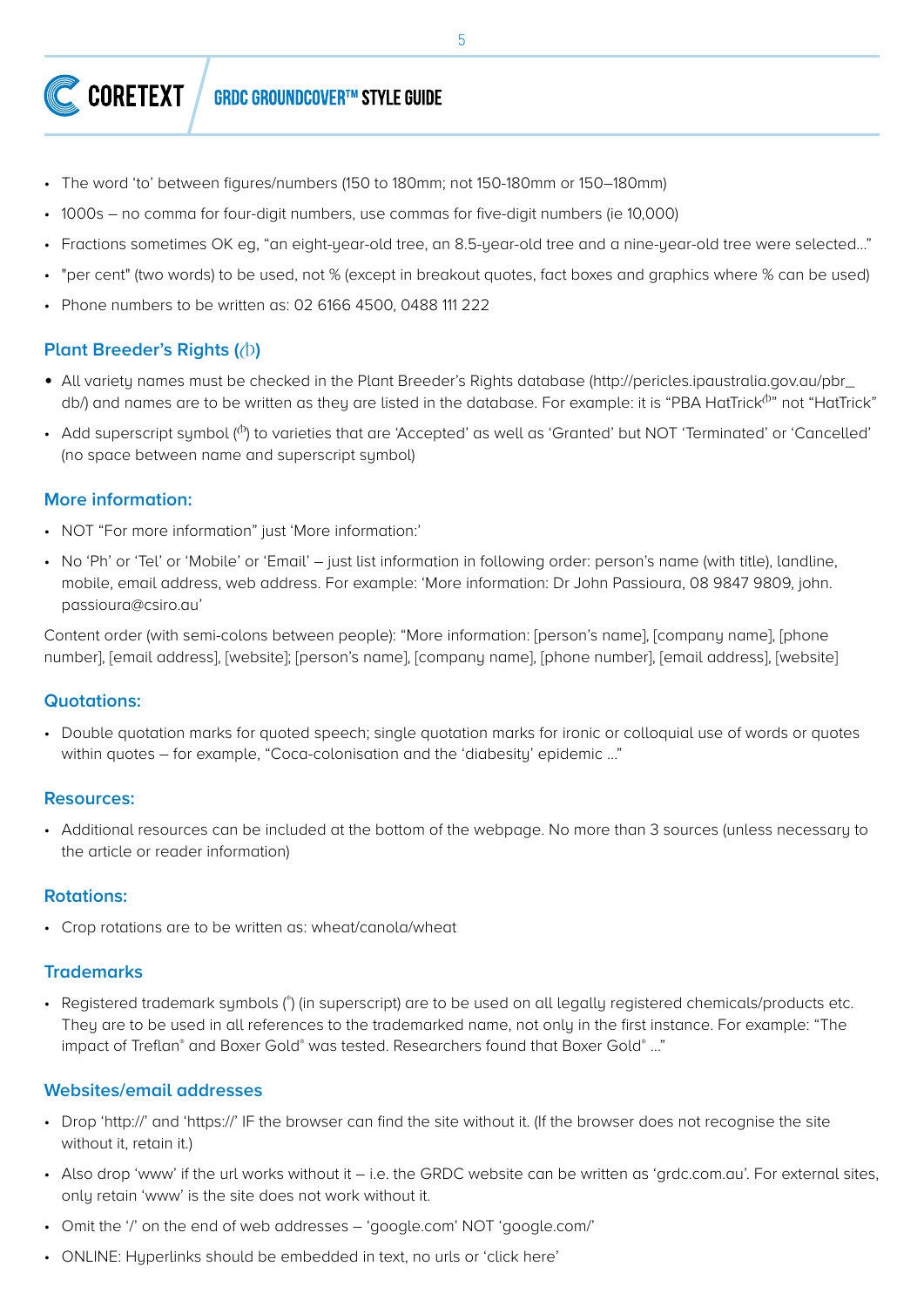- The word 'to' between figures/numbers (150 to 180mm; not 150-180mm or 150–180mm)
- 1000s – no comma for four-digit numbers, use commas for five-digit numbers (ie 10,000)
- Fractions sometimes OK eg, "an eight-year-old tree, an 8.5-year-old tree and a nine-year-old tree were selected..."
- "per cent" (two words) to be used, not % (except in breakout quotes, fact boxes and graphics where % can be used)
- Phone numbers to be written as: 02 6166 4500, 0488 111 222

### Plant Breeder's Rights (Ⓟ)

- All variety names must be checked in the Plant Breeder's Rights database (http://pericles.ipaustralia.gov.au/pbr_db/) and names are to be written as they are listed in the database. For example: it is "PBA HatTrickⓅ" not "HatTrick"
- Add superscript symbol (Ⓟ) to varieties that are 'Accepted' as well as 'Granted' but NOT 'Terminated' or 'Cancelled' (no space between name and superscript symbol)

### More information:

- NOT "For more information" just 'More information:'
- No 'Ph' or 'Tel' or 'Mobile' or 'Email' – just list information in following order: person's name (with title), landline, mobile, email address, web address. For example: 'More information: Dr John Passioura, 08 9847 9809, john.passioura@csiro.au'

Content order (with semi-colons between people): "More information: [person's name], [company name], [phone number], [email address], [website]; [person's name], [company name], [phone number], [email address], [website]

### Quotations:

- Double quotation marks for quoted speech; single quotation marks for ironic or colloquial use of words or quotes within quotes – for example, "Coca-colonisation and the 'diabesity' epidemic ..."

### Resources:

- Additional resources can be included at the bottom of the webpage. No more than 3 sources (unless necessary to the article or reader information)

### Rotations:

- Crop rotations are to be written as: wheat/canola/wheat

### Trademarks

- Registered trademark symbols (®) (in superscript) are to be used on all legally registered chemicals/products etc. They are to be used in all references to the trademarked name, not only in the first instance. For example: "The impact of Treflan® and Boxer Gold® was tested. Researchers found that Boxer Gold® ..."

### Websites/email addresses

- Drop 'http://' and 'https://' IF the browser can find the site without it. (If the browser does not recognise the site without it, retain it.)
- Also drop 'www' if the url works without it – i.e. the GRDC website can be written as 'grdc.com.au'. For external sites, only retain 'www' is the site does not work without it.
- Omit the '/' on the end of web addresses – 'google.com' NOT 'google.com/'
- ONLINE: Hyperlinks should be embedded in text, no urls or 'click here'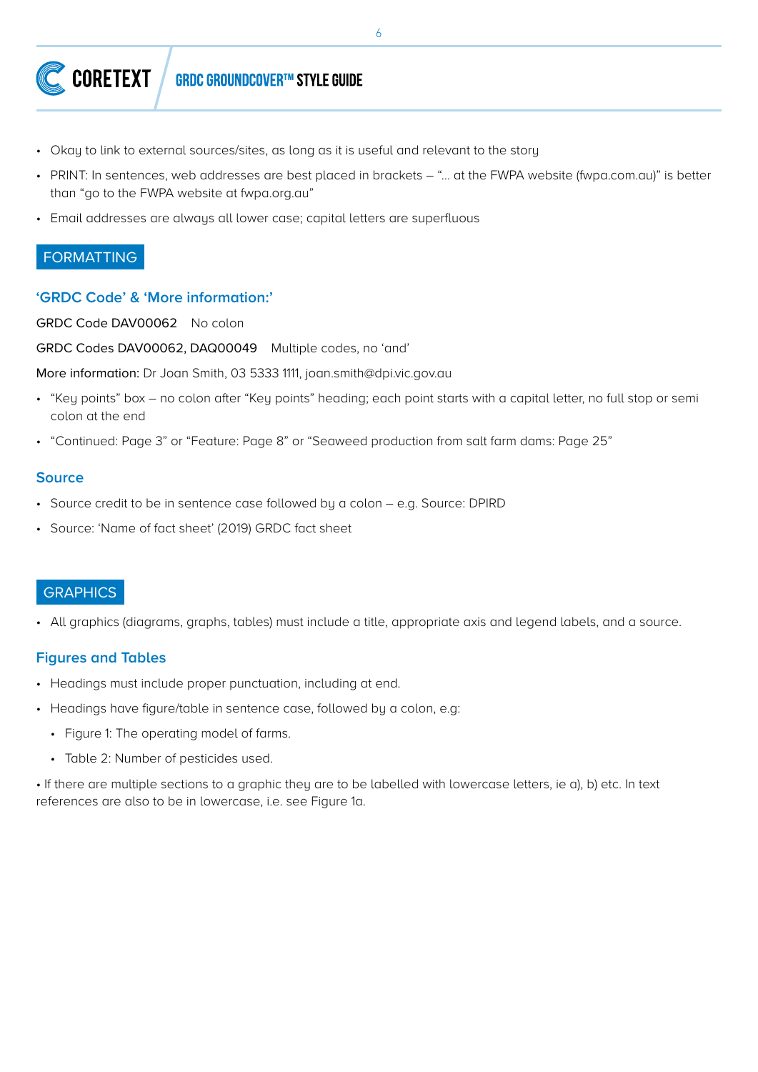- Okay to link to external sources/sites, as long as it is useful and relevant to the story
- PRINT: In sentences, web addresses are best placed in brackets – "... at the FWPA website (fwpa.com.au)" is better than "go to the FWPA website at fwpa.org.au"
- Email addresses are always all lower case; capital letters are superfluous

## FORMATTING

### 'GRDC Code' & 'More information:'

GRDC Code DAV00062    No colon

GRDC Codes DAV00062, DAQ00049    Multiple codes, no 'and'

More information: Dr Joan Smith, 03 5333 1111, joan.smith@dpi.vic.gov.au

- "Key points" box – no colon after "Key points" heading; each point starts with a capital letter, no full stop or semi colon at the end
- "Continued: Page 3" or "Feature: Page 8" or "Seaweed production from salt farm dams: Page 25"

### Source

- Source credit to be in sentence case followed by a colon – e.g. Source: DPIRD
- Source: 'Name of fact sheet' (2019) GRDC fact sheet

## GRAPHICS

- All graphics (diagrams, graphs, tables) must include a title, appropriate axis and legend labels, and a source.

### Figures and Tables

- Headings must include proper punctuation, including at end.
- Headings have figure/table in sentence case, followed by a colon, e.g:
  - Figure 1: The operating model of farms.
  - Table 2: Number of pesticides used.

• If there are multiple sections to a graphic they are to be labelled with lowercase letters, ie a), b) etc. In text references are also to be in lowercase, i.e. see Figure 1a.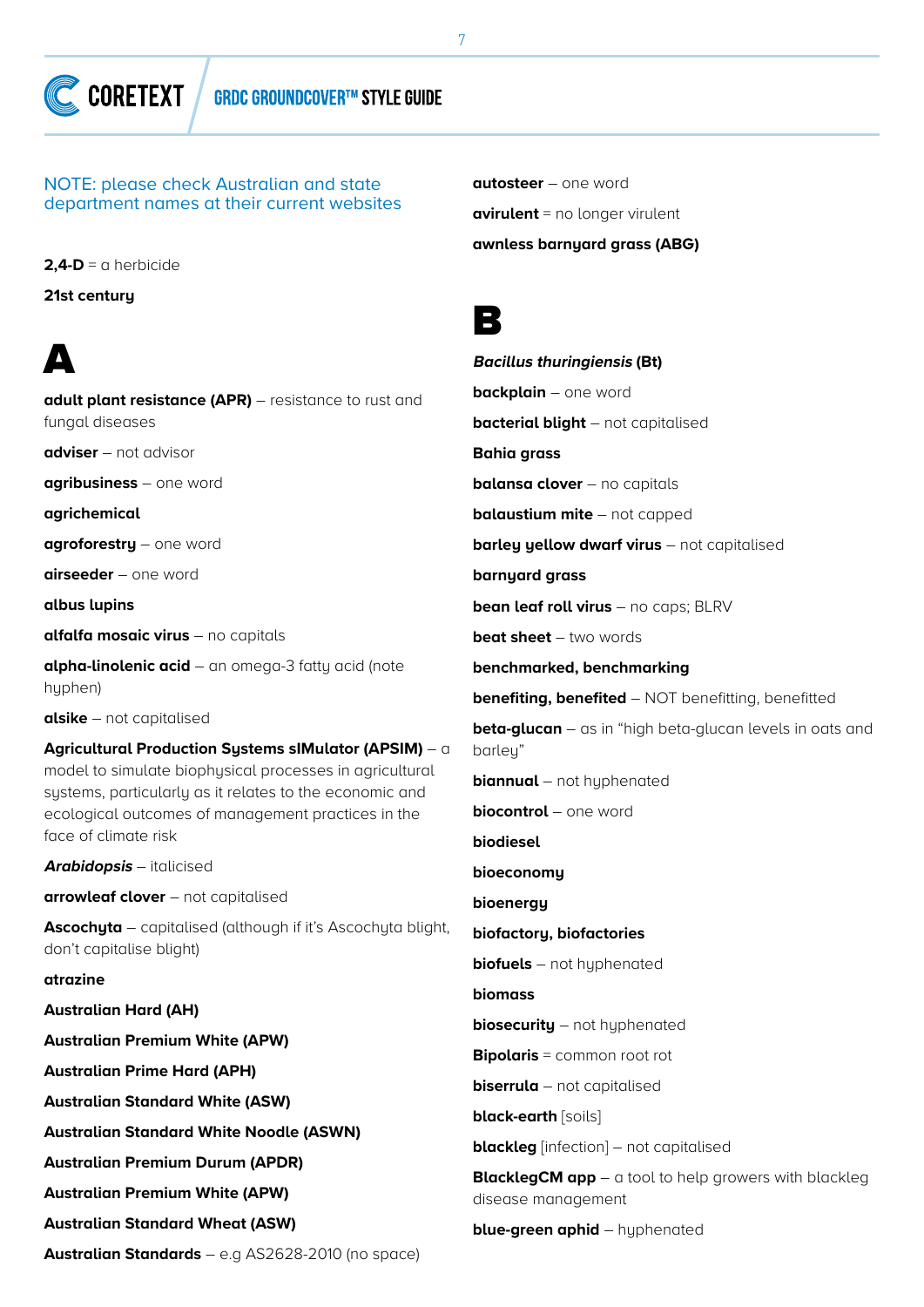NOTE: please check Australian and state department names at their current websites

**2,4-D** = a herbicide

**21st century**

# A

**adult plant resistance (APR)** – resistance to rust and fungal diseases

**adviser** – not advisor

**agribusiness** – one word

**agrichemical**

**agroforestry** – one word

**airseeder** – one word

**albus lupins**

**alfalfa mosaic virus** – no capitals

**alpha-linolenic acid** – an omega-3 fatty acid (note hyphen)

**alsike** – not capitalised

**Agricultural Production Systems sIMulator (APSIM)** – a model to simulate biophysical processes in agricultural systems, particularly as it relates to the economic and ecological outcomes of management practices in the face of climate risk

***Arabidopsis*** – italicised

**arrowleaf clover** – not capitalised

**Ascochyta** – capitalised (although if it's Ascochyta blight, don't capitalise blight)

**atrazine**

**Australian Hard (AH)**

**Australian Premium White (APW)**

**Australian Prime Hard (APH)**

**Australian Standard White (ASW)**

**Australian Standard White Noodle (ASWN)**

**Australian Premium Durum (APDR)**

**Australian Premium White (APW)**

**Australian Standard Wheat (ASW)**

**Australian Standards** – e.g AS2628-2010 (no space)

**autosteer** – one word

**avirulent** = no longer virulent

**awnless barnyard grass (ABG)**

# B

***Bacillus thuringiensis* (Bt)**

**backplain** – one word

**bacterial blight** – not capitalised

**Bahia grass**

**balansa clover** – no capitals

**balaustium mite** – not capped

**barley yellow dwarf virus** – not capitalised

**barnyard grass**

**bean leaf roll virus** – no caps; BLRV

**beat sheet** – two words

**benchmarked, benchmarking**

**benefiting, benefited** – NOT benefitting, benefitted

**beta-glucan** – as in "high beta-glucan levels in oats and barley"

**biannual** – not hyphenated

**biocontrol** – one word

**biodiesel**

**bioeconomy**

**bioenergy**

**biofactory, biofactories**

**biofuels** – not hyphenated

**biomass**

**biosecurity** – not hyphenated

**Bipolaris** = common root rot

**biserrula** – not capitalised

**black-earth** [soils]

**blackleg** [infection] – not capitalised

**BlacklegCM app** – a tool to help growers with blackleg disease management

**blue-green aphid** – hyphenated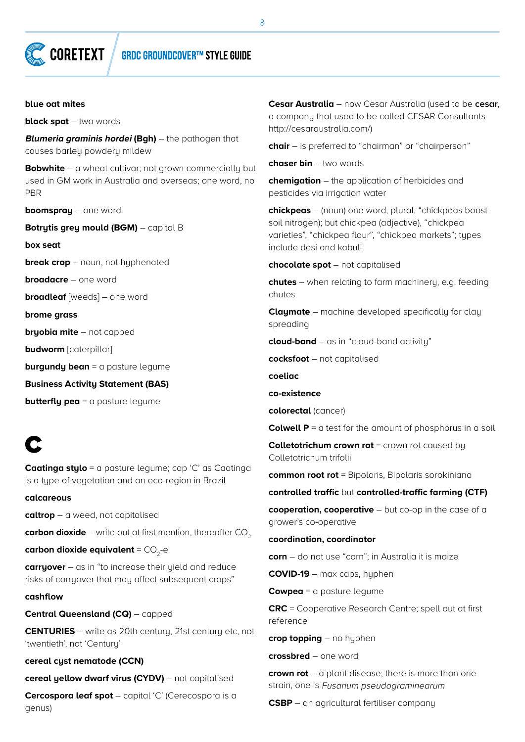**blue oat mites**

**black spot** – two words

***Blumeria graminis hordei* (Bgh)** – the pathogen that causes barley powdery mildew

**Bobwhite** – a wheat cultivar; not grown commercially but used in GM work in Australia and overseas; one word, no PBR

**boomspray** – one word

**Botrytis grey mould (BGM)** – capital B

**box seat**

**break crop** – noun, not hyphenated

**broadacre** – one word

**broadleaf** [weeds] – one word

**brome grass**

**bryobia mite** – not capped

**budworm** [caterpillar]

**burgundy bean** = a pasture legume

**Business Activity Statement (BAS)**

**butterfly pea** = a pasture legume

# C

**Caatinga stylo** = a pasture legume; cap 'C' as Caatinga is a type of vegetation and an eco-region in Brazil

**calcareous**

**caltrop** – a weed, not capitalised

**carbon dioxide** – write out at first mention, thereafter $CO_2$

**carbon dioxide equivalent** = $CO_2$-e

**carryover** – as in "to increase their yield and reduce risks of carryover that may affect subsequent crops"

**cashflow**

**Central Queensland (CQ)** – capped

**CENTURIES** – write as 20th century, 21st century etc, not 'twentieth', not 'Century'

**cereal cyst nematode (CCN)**

**cereal yellow dwarf virus (CYDV)** – not capitalised

**Cercospora leaf spot** – capital 'C' (Cerecospora is a genus)

**Cesar Australia** – now Cesar Australia (used to be **cesar**, a company that used to be called CESAR Consultants http://cesaraustralia.com/)

**chair** – is preferred to "chairman" or "chairperson"

**chaser bin** – two words

**chemigation** – the application of herbicides and pesticides via irrigation water

**chickpeas** – (noun) one word, plural, "chickpeas boost soil nitrogen); but chickpea (adjective), "chickpea varieties", "chickpea flour", "chickpea markets"; types include desi and kabuli

**chocolate spot** – not capitalised

**chutes** – when relating to farm machinery, e.g. feeding chutes

**Claymate** – machine developed specifically for clay spreading

**cloud-band** – as in "cloud-band activity"

**cocksfoot** – not capitalised

**coeliac**

**co-existence**

**colorectal** (cancer)

**Colwell P** = a test for the amount of phosphorus in a soil

**Colletotrichum crown rot** = crown rot caused by Colletotrichum trifolii

**common root rot** = Bipolaris, Bipolaris sorokiniana

**controlled traffic** but **controlled-traffic farming (CTF)**

**cooperation, cooperative** – but co-op in the case of a grower's co-operative

**coordination, coordinator**

**corn** – do not use "corn"; in Australia it is maize

**COVID-19** – max caps, hyphen

**Cowpea** = a pasture legume

**CRC** = Cooperative Research Centre; spell out at first reference

**crop topping** – no hyphen

**crossbred** – one word

**crown rot** – a plant disease; there is more than one strain, one is *Fusarium pseudograminearum*

**CSBP** – an agricultural fertiliser company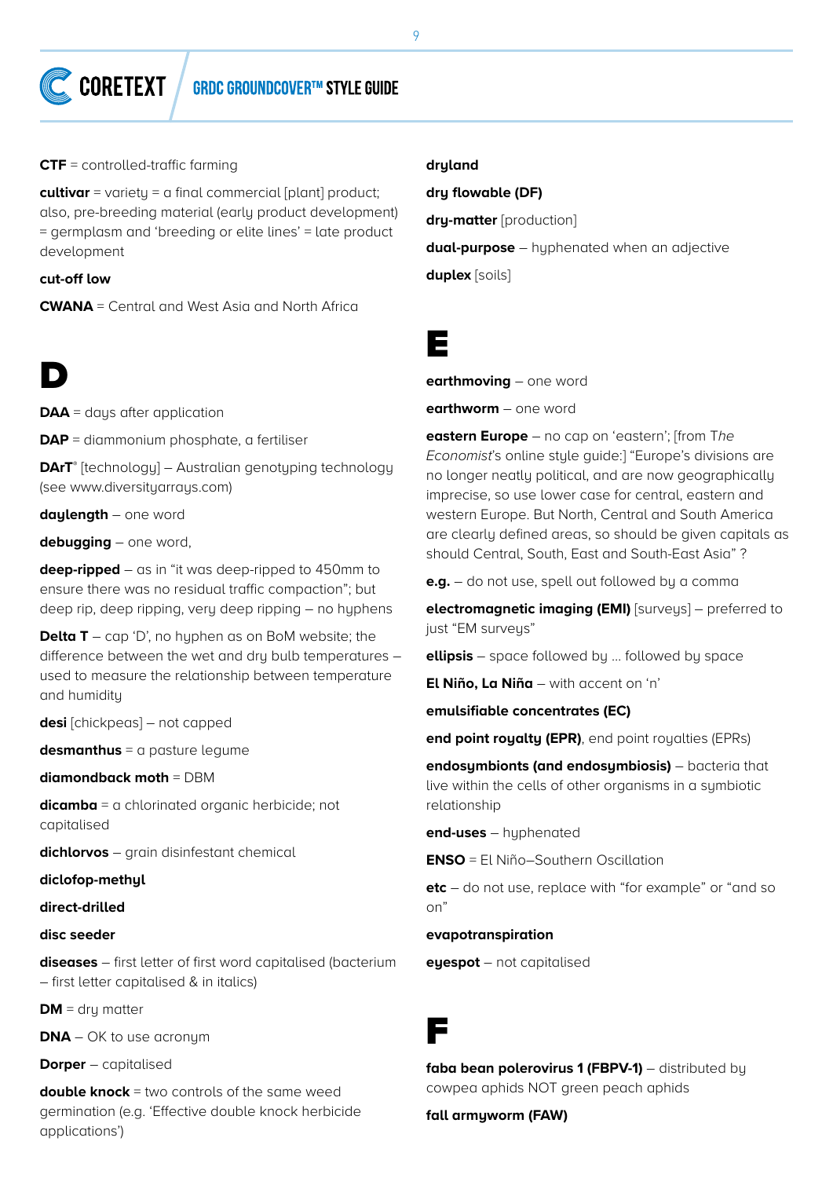**CTF** = controlled-traffic farming

**cultivar** = variety = a final commercial [plant] product; also, pre-breeding material (early product development) = germplasm and 'breeding or elite lines' = late product development

**cut-off low**

**CWANA** = Central and West Asia and North Africa

# D

**DAA** = days after application

**DAP** = diammonium phosphate, a fertiliser

**DArT**® [technology] – Australian genotyping technology (see www.diversityarrays.com)

**daylength** – one word

**debugging** – one word,

**deep-ripped** – as in "it was deep-ripped to 450mm to ensure there was no residual traffic compaction"; but deep rip, deep ripping, very deep ripping – no hyphens

**Delta T** – cap 'D', no hyphen as on BoM website; the difference between the wet and dry bulb temperatures – used to measure the relationship between temperature and humidity

**desi** [chickpeas] – not capped

**desmanthus** = a pasture legume

**diamondback moth** = DBM

**dicamba** = a chlorinated organic herbicide; not capitalised

**dichlorvos** – grain disinfestant chemical

**diclofop-methyl**

**direct-drilled**

**disc seeder**

**diseases** – first letter of first word capitalised (bacterium – first letter capitalised & in italics)

**DM** = dry matter

**DNA** – OK to use acronym

**Dorper** – capitalised

**double knock** = two controls of the same weed germination (e.g. 'Effective double knock herbicide applications')

**dryland**

**dry flowable (DF)**

**dry-matter** [production]

**dual-purpose** – hyphenated when an adjective

**duplex** [soils]

# E

**earthmoving** – one word

**earthworm** – one word

**eastern Europe** – no cap on 'eastern'; [from T*he Economist*'s online style guide:] "Europe's divisions are no longer neatly political, and are now geographically imprecise, so use lower case for central, eastern and western Europe. But North, Central and South America are clearly defined areas, so should be given capitals as should Central, South, East and South-East Asia" ?

**e.g.** – do not use, spell out followed by a comma

**electromagnetic imaging (EMI)** [surveys] – preferred to just "EM surveys"

**ellipsis** – space followed by ... followed by space

**El Niño, La Niña** – with accent on 'n'

**emulsifiable concentrates (EC)**

**end point royalty (EPR)**, end point royalties (EPRs)

**endosymbionts (and endosymbiosis)** – bacteria that live within the cells of other organisms in a symbiotic relationship

**end-uses** – hyphenated

**ENSO** = El Niño–Southern Oscillation

**etc** – do not use, replace with "for example" or "and so on"

**evapotranspiration**

**eyespot** – not capitalised

# F

**faba bean polerovirus 1 (FBPV-1)** – distributed by cowpea aphids NOT green peach aphids

**fall armyworm (FAW)**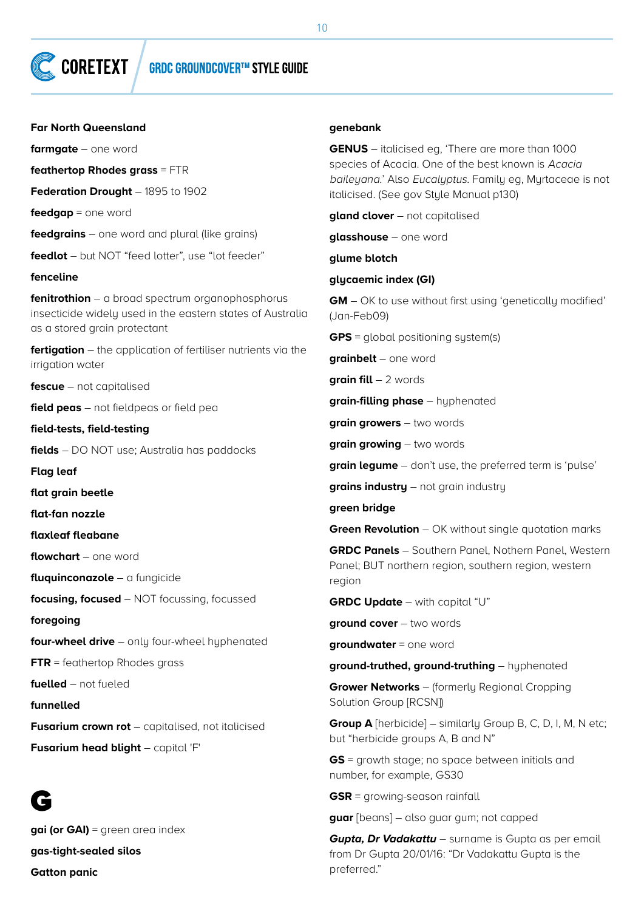**Far North Queensland**

**farmgate** – one word

**feathertop Rhodes grass** = FTR

**Federation Drought** – 1895 to 1902

**feedgap** = one word

**feedgrains** – one word and plural (like grains)

**feedlot** – but NOT "feed lotter", use "lot feeder"

**fenceline**

**fenitrothion** – a broad spectrum organophosphorus insecticide widely used in the eastern states of Australia as a stored grain protectant

**fertigation** – the application of fertiliser nutrients via the irrigation water

**fescue** – not capitalised

**field peas** – not fieldpeas or field pea

**field-tests, field-testing**

**fields** – DO NOT use; Australia has paddocks

**Flag leaf**

**flat grain beetle**

**flat-fan nozzle**

**flaxleaf fleabane**

**flowchart** – one word

**fluquinconazole** – a fungicide

**focusing, focused** – NOT focussing, focussed

**foregoing**

**four-wheel drive** – only four-wheel hyphenated

**FTR** = feathertop Rhodes grass

**fuelled** – not fueled

**funnelled**

**Fusarium crown rot** – capitalised, not italicised

**Fusarium head blight** – capital 'F'

# G

**gai (or GAI)** = green area index

**gas-tight-sealed silos**

**Gatton panic**

**genebank**

**GENUS** – italicised eg, 'There are more than 1000 species of Acacia. One of the best known is *Acacia baileyana*.' Also *Eucalyptus*. Family eg, Myrtaceae is not italicised. (See gov Style Manual p130)

**gland clover** – not capitalised

**glasshouse** – one word

**glume blotch**

**glycaemic index (GI)**

**GM** – OK to use without first using 'genetically modified' (Jan-Feb09)

**GPS** = global positioning system(s)

**grainbelt** – one word

**grain fill** – 2 words

**grain-filling phase** – hyphenated

**grain growers** – two words

**grain growing** – two words

**grain legume** – don't use, the preferred term is 'pulse'

**grains industry** – not grain industry

**green bridge**

**Green Revolution** – OK without single quotation marks

**GRDC Panels** – Southern Panel, Nothern Panel, Western Panel; BUT northern region, southern region, western region

**GRDC Update** – with capital "U"

**ground cover** – two words

**groundwater** = one word

**ground-truthed, ground-truthing** – hyphenated

**Grower Networks** – (formerly Regional Cropping Solution Group [RCSN])

**Group A** [herbicide] – similarly Group B, C, D, I, M, N etc; but "herbicide groups A, B and N"

**GS** = growth stage; no space between initials and number, for example, GS30

**GSR** = growing-season rainfall

**guar** [beans] – also guar gum; not capped

***Gupta, Dr Vadakattu*** – surname is Gupta as per email from Dr Gupta 20/01/16: "Dr Vadakattu Gupta is the preferred."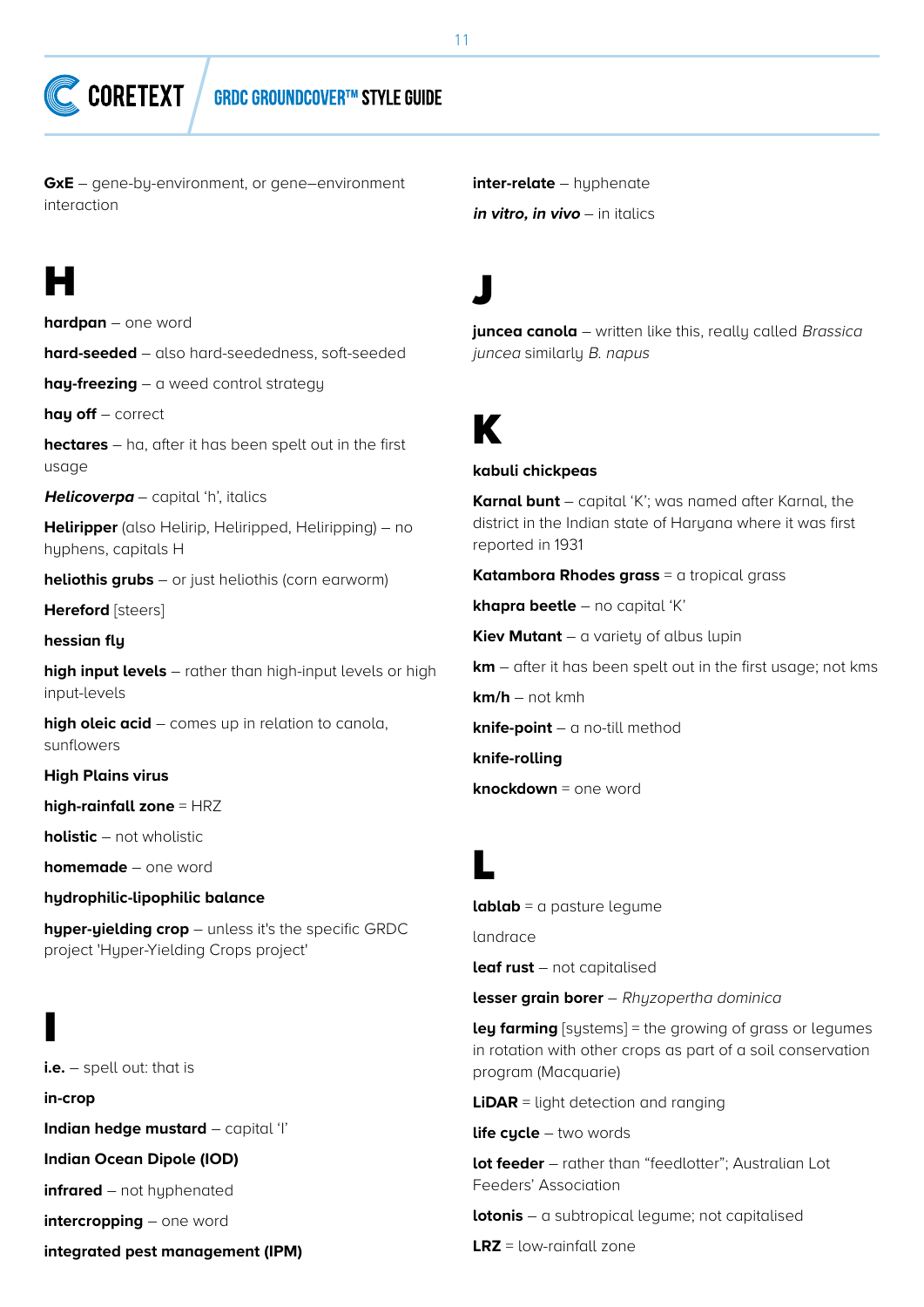**GxE** – gene-by-environment, or gene–environment interaction

# H

**hardpan** – one word

**hard-seeded** – also hard-seededness, soft-seeded

**hay-freezing** – a weed control strategy

**hay off** – correct

**hectares** – ha, after it has been spelt out in the first usage

***Helicoverpa*** – capital 'h', italics

**Heliripper** (also Helirip, Heliripped, Heliripping) – no hyphens, capitals H

**heliothis grubs** – or just heliothis (corn earworm)

**Hereford** [steers]

**hessian fly**

**high input levels** – rather than high-input levels or high input-levels

**high oleic acid** – comes up in relation to canola, sunflowers

**High Plains virus**

**high-rainfall zone** = HRZ

**holistic** – not wholistic

**homemade** – one word

**hydrophilic-lipophilic balance**

**hyper-yielding crop** – unless it's the specific GRDC project 'Hyper-Yielding Crops project'

# I

**i.e.** – spell out: that is

**in-crop**

**Indian hedge mustard** – capital 'I'

**Indian Ocean Dipole (IOD)**

**infrared** – not hyphenated

**intercropping** – one word

**integrated pest management (IPM)**

**inter-relate** – hyphenate

***in vitro, in vivo*** – in italics

# J

**juncea canola** – written like this, really called *Brassica juncea* similarly *B. napus*

# K

**kabuli chickpeas**

**Karnal bunt** – capital 'K'; was named after Karnal, the district in the Indian state of Haryana where it was first reported in 1931

**Katambora Rhodes grass** = a tropical grass

**khapra beetle** – no capital 'K'

**Kiev Mutant** – a variety of albus lupin

**km** – after it has been spelt out in the first usage; not kms

**km/h** – not kmh

**knife-point** – a no-till method

**knife-rolling**

**knockdown** = one word

# L

**lablab** = a pasture legume

landrace

**leaf rust** – not capitalised

**lesser grain borer** – *Rhyzopertha dominica*

**ley farming** [systems] = the growing of grass or legumes in rotation with other crops as part of a soil conservation program (Macquarie)

**LiDAR** = light detection and ranging

**life cycle** – two words

**lot feeder** – rather than "feedlotter"; Australian Lot Feeders' Association

**lotonis** – a subtropical legume; not capitalised

**LRZ** = low-rainfall zone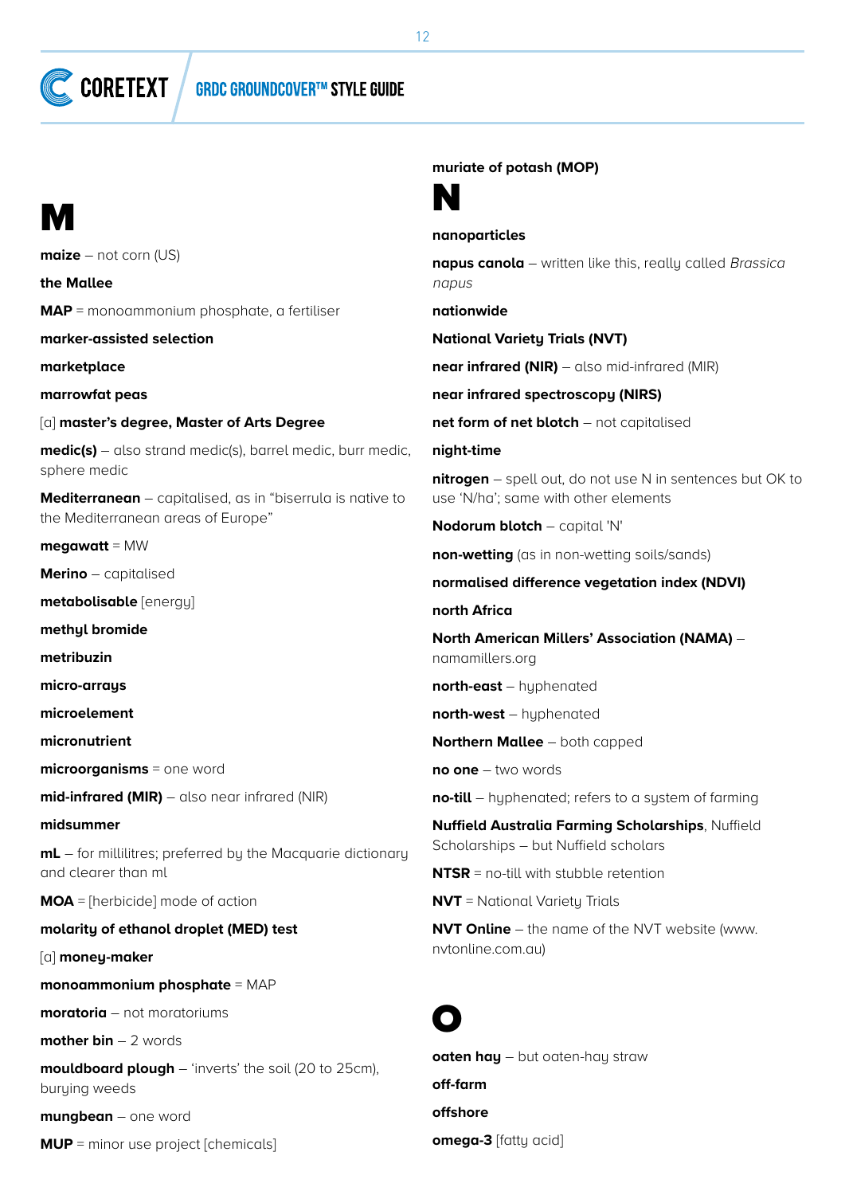# M

**maize** – not corn (US)

**the Mallee**

**MAP** = monoammonium phosphate, a fertiliser

**marker-assisted selection**

**marketplace**

**marrowfat peas**

[a] **master's degree, Master of Arts Degree**

**medic(s)** – also strand medic(s), barrel medic, burr medic, sphere medic

**Mediterranean** – capitalised, as in "biserrula is native to the Mediterranean areas of Europe"

**megawatt** = MW

**Merino** – capitalised

**metabolisable** [energy]

**methyl bromide**

**metribuzin**

**micro-arrays**

**microelement**

**micronutrient**

**microorganisms** = one word

**mid-infrared (MIR)** – also near infrared (NIR)

**midsummer**

**mL** – for millilitres; preferred by the Macquarie dictionary and clearer than ml

**MOA** = [herbicide] mode of action

**molarity of ethanol droplet (MED) test**

[a] **money-maker**

**monoammonium phosphate** = MAP

**moratoria** – not moratoriums

**mother bin** – 2 words

**mouldboard plough** – 'inverts' the soil (20 to 25cm), burying weeds

**mungbean** – one word

**MUP** = minor use project [chemicals]

**muriate of potash (MOP)**

# N

**nanoparticles**

**napus canola** – written like this, really called *Brassica napus*

**nationwide**

**National Variety Trials (NVT)**

**near infrared (NIR)** – also mid-infrared (MIR)

**near infrared spectroscopy (NIRS)**

**net form of net blotch** – not capitalised

**night-time**

**nitrogen** – spell out, do not use N in sentences but OK to use 'N/ha'; same with other elements

**Nodorum blotch** – capital 'N'

**non-wetting** (as in non-wetting soils/sands)

**normalised difference vegetation index (NDVI)**

**north Africa**

**North American Millers' Association (NAMA)** – namamillers.org

**north-east** – hyphenated

**north-west** – hyphenated

**Northern Mallee** – both capped

**no one** – two words

**no-till** – hyphenated; refers to a system of farming

**Nuffield Australia Farming Scholarships**, Nuffield Scholarships – but Nuffield scholars

**NTSR** = no-till with stubble retention

**NVT** = National Variety Trials

**NVT Online** – the name of the NVT website (www.nvtonline.com.au)

# O

**oaten hay** – but oaten-hay straw

**off-farm**

**offshore**

**omega-3** [fatty acid]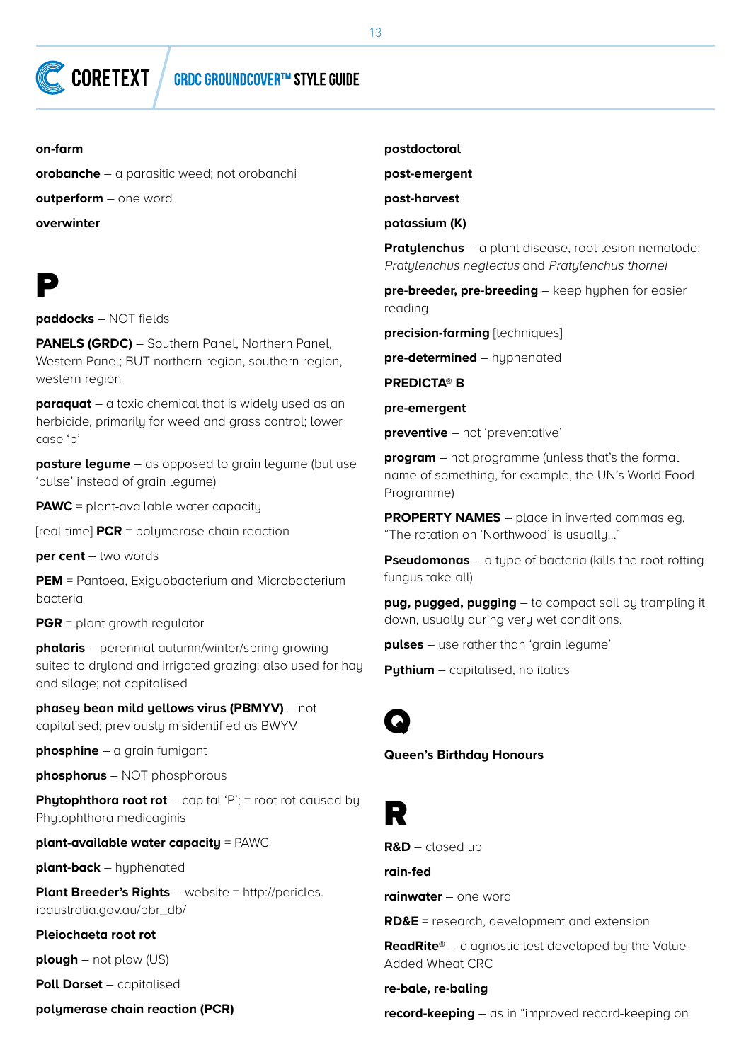**on-farm**

**orobanche** – a parasitic weed; not orobanchi

**outperform** – one word

**overwinter**

# P

**paddocks** – NOT fields

**PANELS (GRDC)** – Southern Panel, Northern Panel, Western Panel; BUT northern region, southern region, western region

**paraquat** – a toxic chemical that is widely used as an herbicide, primarily for weed and grass control; lower case 'p'

**pasture legume** – as opposed to grain legume (but use 'pulse' instead of grain legume)

**PAWC** = plant-available water capacity

[real-time] **PCR** = polymerase chain reaction

**per cent** – two words

**PEM** = Pantoea, Exiguobacterium and Microbacterium bacteria

**PGR** = plant growth regulator

**phalaris** – perennial autumn/winter/spring growing suited to dryland and irrigated grazing; also used for hay and silage; not capitalised

**phasey bean mild yellows virus (PBMYV)** – not capitalised; previously misidentified as BWYV

**phosphine** – a grain fumigant

**phosphorus** – NOT phosphorous

**Phytophthora root rot** – capital 'P'; = root rot caused by Phytophthora medicaginis

**plant-available water capacity** = PAWC

**plant-back** – hyphenated

**Plant Breeder's Rights** – website = http://pericles.ipaustralia.gov.au/pbr_db/

**Pleiochaeta root rot**

**plough** – not plow (US)

**Poll Dorset** – capitalised

**polymerase chain reaction (PCR)**

**postdoctoral**

**post-emergent**

**post-harvest**

**potassium (K)**

**Pratylenchus** – a plant disease, root lesion nematode; *Pratylenchus neglectus* and *Pratylenchus thornei*

**pre-breeder, pre-breeding** – keep hyphen for easier reading

**precision-farming** [techniques]

**pre-determined** – hyphenated

**PREDICTA® B**

**pre-emergent**

**preventive** – not 'preventative'

**program** – not programme (unless that's the formal name of something, for example, the UN's World Food Programme)

**PROPERTY NAMES** – place in inverted commas eg, "The rotation on 'Northwood' is usually…"

**Pseudomonas** – a type of bacteria (kills the root-rotting fungus take-all)

**pug, pugged, pugging** – to compact soil by trampling it down, usually during very wet conditions.

**pulses** – use rather than 'grain legume'

**Pythium** – capitalised, no italics

# Q

**Queen's Birthday Honours**

# R

**R&D** – closed up

**rain-fed**

**rainwater** – one word

**RD&E** = research, development and extension

**ReadRite®** – diagnostic test developed by the Value-Added Wheat CRC

**re-bale, re-baling**

**record-keeping** – as in "improved record-keeping on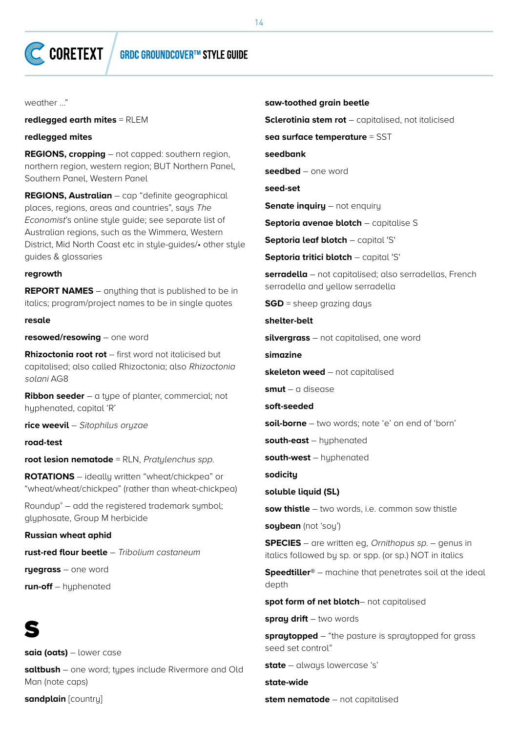weather ..."

**redlegged earth mites** = RLEM

**redlegged mites**

**REGIONS, cropping** – not capped: southern region, northern region, western region; BUT Northern Panel, Southern Panel, Western Panel

**REGIONS, Australian** – cap "definite geographical places, regions, areas and countries", says *The Economist*'s online style guide; see separate list of Australian regions, such as the Wimmera, Western District, Mid North Coast etc in style-guides/• other style guides & glossaries

**regrowth**

**REPORT NAMES** – anything that is published to be in italics; program/project names to be in single quotes

**resale**

**resowed/resowing** – one word

**Rhizoctonia root rot** – first word not italicised but capitalised; also called Rhizoctonia; also *Rhizoctonia solani* AG8

**Ribbon seeder** – a type of planter, commercial; not hyphenated, capital 'R'

**rice weevil** – *Sitophilus oryzae*

**road-test**

**root lesion nematode** = RLN, *Pratylenchus spp.*

**ROTATIONS** – ideally written "wheat/chickpea" or "wheat/wheat/chickpea" (rather than wheat-chickpea)

Roundup® – add the registered trademark symbol; glyphosate, Group M herbicide

**Russian wheat aphid**

**rust-red flour beetle** – *Tribolium castaneum*

**ryegrass** – one word

**run-off** – hyphenated

# S

**saia (oats)** – lower case

**saltbush** – one word; types include Rivermore and Old Man (note caps)

**sandplain** [country]

**saw-toothed grain beetle**

**Sclerotinia stem rot** – capitalised, not italicised

**sea surface temperature** = SST

**seedbank**

**seedbed** – one word

**seed-set**

**Senate inquiry** – not enquiry

**Septoria avenae blotch** – capitalise S

**Septoria leaf blotch** – capital 'S'

**Septoria tritici blotch** – capital 'S'

**serradella** – not capitalised; also serradellas, French serradella and yellow serradella

**SGD** = sheep grazing days

**shelter-belt**

**silvergrass** – not capitalised, one word

**simazine**

**skeleton weed** – not capitalised

**smut** – a disease

**soft-seeded**

**soil-borne** – two words; note 'e' on end of 'born'

**south-east** – hyphenated

**south-west** – hyphenated

**sodicity**

**soluble liquid (SL)**

**sow thistle** – two words, i.e. common sow thistle

**soybean** (not 'soy')

**SPECIES** – are written eg, *Ornithopus sp.* – genus in italics followed by sp. or spp. (or sp.) NOT in italics

**Speedtiller®** – machine that penetrates soil at the ideal depth

**spot form of net blotch**– not capitalised

**spray drift** – two words

**spraytopped** – "the pasture is spraytopped for grass seed set control"

**state** – always lowercase 's'

**state-wide**

**stem nematode** – not capitalised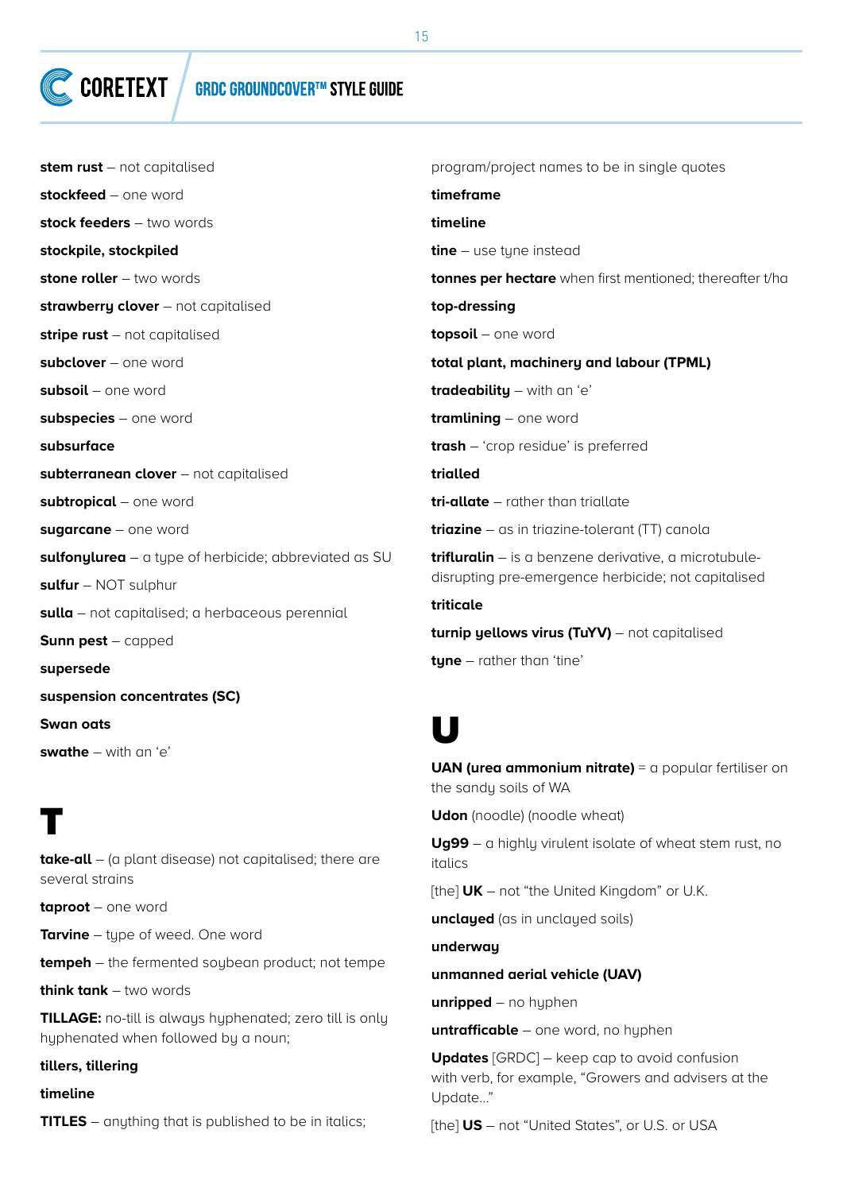**stem rust** – not capitalised

**stockfeed** – one word

**stock feeders** – two words

**stockpile, stockpiled**

**stone roller** – two words

**strawberry clover** – not capitalised

**stripe rust** – not capitalised

**subclover** – one word

**subsoil** – one word

**subspecies** – one word

**subsurface**

**subterranean clover** – not capitalised

**subtropical** – one word

**sugarcane** – one word

**sulfonylurea** – a type of herbicide; abbreviated as SU

**sulfur** – NOT sulphur

**sulla** – not capitalised; a herbaceous perennial

**Sunn pest** – capped

**supersede**

**suspension concentrates (SC)**

**Swan oats**

**swathe** – with an 'e'

# T

**take-all** – (a plant disease) not capitalised; there are several strains

**taproot** – one word

**Tarvine** – type of weed. One word

**tempeh** – the fermented soybean product; not tempe

**think tank** – two words

**TILLAGE:** no-till is always hyphenated; zero till is only hyphenated when followed by a noun;

**tillers, tillering**

**timeline**

**TITLES** – anything that is published to be in italics; program/project names to be in single quotes

**timeframe**

**timeline**

**tine** – use tyne instead

**tonnes per hectare** when first mentioned; thereafter t/ha

**top-dressing**

**topsoil** – one word

**total plant, machinery and labour (TPML)**

**tradeability** – with an 'e'

**tramlining** – one word

**trash** – 'crop residue' is preferred

**trialled**

**tri-allate** – rather than triallate

**triazine** – as in triazine-tolerant (TT) canola

**trifluralin** – is a benzene derivative, a microtubule-disrupting pre-emergence herbicide; not capitalised

**triticale**

**turnip yellows virus (TuYV)** – not capitalised

**tyne** – rather than 'tine'

# U

**UAN (urea ammonium nitrate)** = a popular fertiliser on the sandy soils of WA

**Udon** (noodle) (noodle wheat)

**Ug99** – a highly virulent isolate of wheat stem rust, no italics

[the] **UK** – not "the United Kingdom" or U.K.

**unclayed** (as in unclayed soils)

**underway**

**unmanned aerial vehicle (UAV)**

**unripped** – no hyphen

**untrafficable** – one word, no hyphen

**Updates** [GRDC] – keep cap to avoid confusion with verb, for example, "Growers and advisers at the Update..."

[the] **US** – not "United States", or U.S. or USA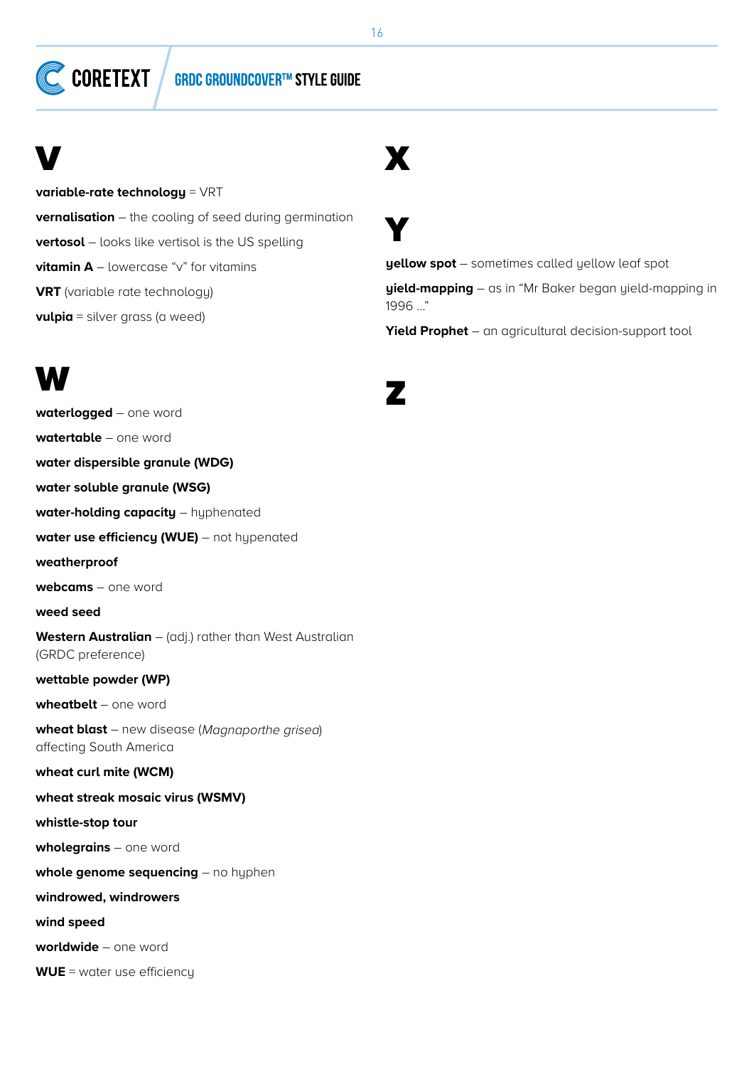# V

**variable-rate technology** = VRT

**vernalisation** – the cooling of seed during germination

**vertosol** – looks like vertisol is the US spelling

**vitamin A** – lowercase "v" for vitamins

**VRT** (variable rate technology)

**vulpia** = silver grass (a weed)

# W

**waterlogged** – one word

**watertable** – one word

**water dispersible granule (WDG)**

**water soluble granule (WSG)**

**water-holding capacity** – hyphenated

**water use efficiency (WUE)** – not hypenated

**weatherproof**

**webcams** – one word

**weed seed**

**Western Australian** – (adj.) rather than West Australian (GRDC preference)

**wettable powder (WP)**

**wheatbelt** – one word

**wheat blast** – new disease (*Magnaporthe grisea*) affecting South America

**wheat curl mite (WCM)**

**wheat streak mosaic virus (WSMV)**

**whistle-stop tour**

**wholegrains** – one word

**whole genome sequencing** – no hyphen

**windrowed, windrowers**

**wind speed**

**worldwide** – one word

**WUE** = water use efficiency

# X

# Y

**yellow spot** – sometimes called yellow leaf spot

**yield-mapping** – as in "Mr Baker began yield-mapping in 1996 ..."

**Yield Prophet** – an agricultural decision-support tool

# Z